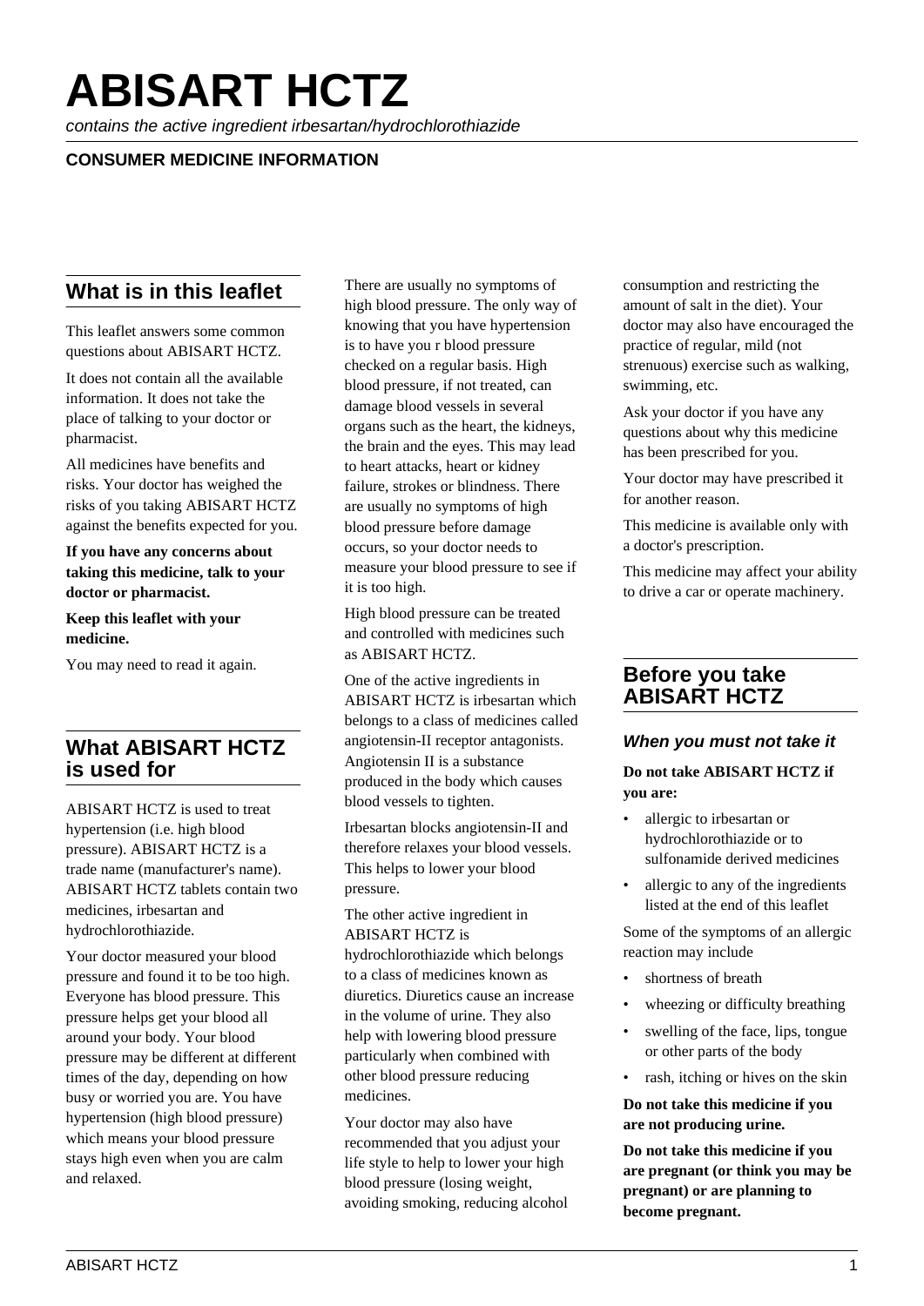# ABISART HCTZ

*contains the active ingredient irbesartan/hydrochlorothiazide*

**CONSUMER MEDICINE INFORMATION**

## What is in this leaflet

This leaflet answers some common questions about ABISART HCTZ.

It does not contain all the available information. It does not take the place of talking to your doctor or pharmacist.

All medicines have benefits and risks. Your doctor has weighed the risks of you taking ABISART HCTZ against the benefits expected for you.

**If you have any concerns about taking this medicine, talk to your doctor or pharmacist.**

**Keep this leaflet with your medicine.**

You may need to read it again.

## What ABISART HCTZ is used for

ABISART HCTZ is used to treat hypertension (i.e. high blood pressure). ABISART HCTZ is a trade name (manufacturer's name). ABISART HCTZ tablets contain two medicines, irbesartan and hydrochlorothiazide.

Your doctor measured your blood pressure and found it to be too high. Everyone has blood pressure. This pressure helps get your blood all around your body. Your blood pressure may be different at different times of the day, depending on how busy or worried you are. You have hypertension (high blood pressure) which means your blood pressure stays high even when you are calm and relaxed.

There are usually no symptoms of high blood pressure. The only way of knowing that you have hypertension is to have you r blood pressure checked on a regular basis. High blood pressure, if not treated, can damage blood vessels in several organs such as the heart, the kidneys, the brain and the eyes. This may lead to heart attacks, heart or kidney failure, strokes or blindness. There are usually no symptoms of high blood pressure before damage occurs, so your doctor needs to measure your blood pressure to see if it is too high.

High blood pressure can be treated and controlled with medicines such as ABISART HCTZ.

One of the active ingredients in ABISART HCTZ is irbesartan which belongs to a class of medicines called angiotensin-II receptor antagonists. Angiotensin II is a substance produced in the body which causes blood vessels to tighten.

Irbesartan blocks angiotensin-II and therefore relaxes your blood vessels. This helps to lower your blood pressure.

The other active ingredient in ABISART HCTZ is hydrochlorothiazide which belongs to a class of medicines known as diuretics. Diuretics cause an increase in the volume of urine. They also help with lowering blood pressure particularly when combined with other blood pressure reducing medicines.

Your doctor may also have recommended that you adjust your life style to help to lower your high blood pressure (losing weight, avoiding smoking, reducing alcohol consumption and restricting the amount of salt in the diet). Your doctor may also have encouraged the practice of regular, mild (not strenuous) exercise such as walking, swimming, etc.

Ask your doctor if you have any questions about why this medicine has been prescribed for you.

Your doctor may have prescribed it for another reason.

This medicine is available only with a doctor's prescription.

This medicine may affect your ability to drive a car or operate machinery.

## Before you take ABISART HCTZ

### *When you must not take it*

**Do not take ABISART HCTZ if you are:**

- allergic to irbesartan or hydrochlorothiazide or to sulfonamide derived medicines
- allergic to any of the ingredients listed at the end of this leaflet

Some of the symptoms of an allergic reaction may include

- shortness of breath
- wheezing or difficulty breathing
- swelling of the face, lips, tongue or other parts of the body
- rash, itching or hives on the skin

**Do not take this medicine if you are not producing urine.**

**Do not take this medicine if you are pregnant (or think you may be pregnant) or are planning to become pregnant.**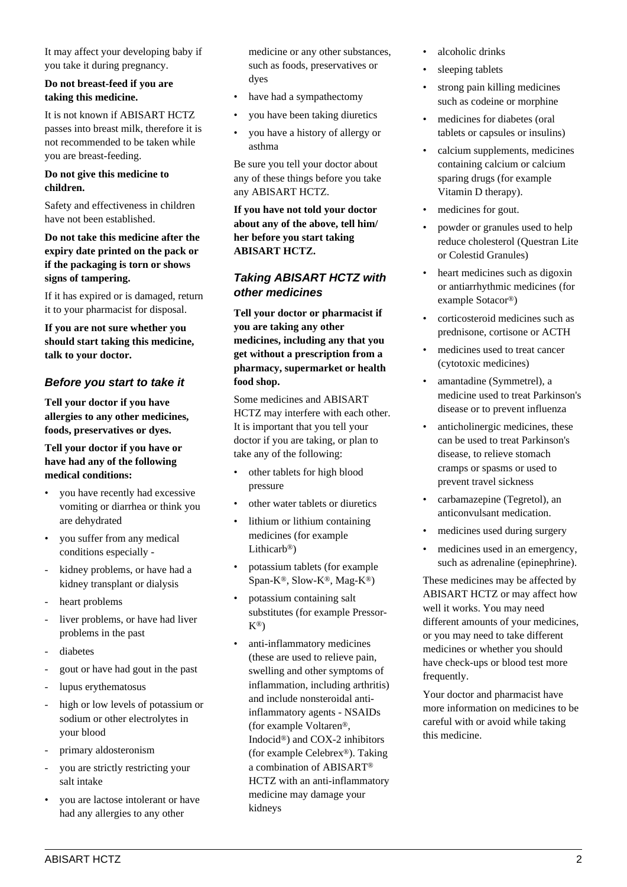It may affect your developing baby if you take it during pregnancy.

**Do not breast-feed if you are taking this medicine.**

It is not known if ABISART HCTZ passes into breast milk, therefore it is not recommended to be taken while you are breast-feeding.

**Do not give this medicine to children.**

Safety and effectiveness in children have not been established.

**Do not take this medicine after the expiry date printed on the pack or if the packaging is torn or shows signs of tampering.**

If it has expired or is damaged, return it to your pharmacist for disposal.

**If you are not sure whether you should start taking this medicine, talk to your doctor.**

### *Before you start to take it*

**Tell your doctor if you have allergies to any other medicines, foods, preservatives or dyes.**

**Tell your doctor if you have or have had any of the following medical conditions:**

- you have recently had excessive vomiting or diarrhea or think you are dehydrated
- you suffer from any medical conditions especially -
  - kidney problems, or have had a kidney transplant or dialysis
  - heart problems
  - liver problems, or have had liver problems in the past
  - diabetes
  - gout or have had gout in the past
  - lupus erythematosus
  - high or low levels of potassium or sodium or other electrolytes in your blood
  - primary aldosteronism
  - you are strictly restricting your salt intake
- you are lactose intolerant or have had any allergies to any other medicine or any other substances, such as foods, preservatives or dyes
- have had a sympathectomy
- you have been taking diuretics
- you have a history of allergy or asthma

Be sure you tell your doctor about any of these things before you take any ABISART HCTZ.

**If you have not told your doctor about any of the above, tell him/ her before you start taking ABISART HCTZ.**

### *Taking ABISART HCTZ with other medicines*

**Tell your doctor or pharmacist if you are taking any other medicines, including any that you get without a prescription from a pharmacy, supermarket or health food shop.**

Some medicines and ABISART HCTZ may interfere with each other. It is important that you tell your doctor if you are taking, or plan to take any of the following:

- other tablets for high blood pressure
- other water tablets or diuretics
- lithium or lithium containing medicines (for example Lithicarb®)
- potassium tablets (for example Span-K®, Slow-K®, Mag-K®)
- potassium containing salt substitutes (for example Pressor-K®)
- anti-inflammatory medicines (these are used to relieve pain, swelling and other symptoms of inflammation, including arthritis) and include nonsteroidal anti-inflammatory agents - NSAIDs (for example Voltaren®, Indocid®) and COX-2 inhibitors (for example Celebrex®). Taking a combination of ABISART® HCTZ with an anti-inflammatory medicine may damage your kidneys
- alcoholic drinks
- sleeping tablets
- strong pain killing medicines such as codeine or morphine
- medicines for diabetes (oral tablets or capsules or insulins)
- calcium supplements, medicines containing calcium or calcium sparing drugs (for example Vitamin D therapy).
- medicines for gout.
- powder or granules used to help reduce cholesterol (Questran Lite or Colestid Granules)
- heart medicines such as digoxin or antiarrhythmic medicines (for example Sotacor®)
- corticosteroid medicines such as prednisone, cortisone or ACTH
- medicines used to treat cancer (cytotoxic medicines)
- amantadine (Symmetrel), a medicine used to treat Parkinson's disease or to prevent influenza
- anticholinergic medicines, these can be used to treat Parkinson's disease, to relieve stomach cramps or spasms or used to prevent travel sickness
- carbamazepine (Tegretol), an anticonvulsant medication.
- medicines used during surgery
- medicines used in an emergency, such as adrenaline (epinephrine).

These medicines may be affected by ABISART HCTZ or may affect how well it works. You may need different amounts of your medicines, or you may need to take different medicines or whether you should have check-ups or blood test more frequently.

Your doctor and pharmacist have more information on medicines to be careful with or avoid while taking this medicine.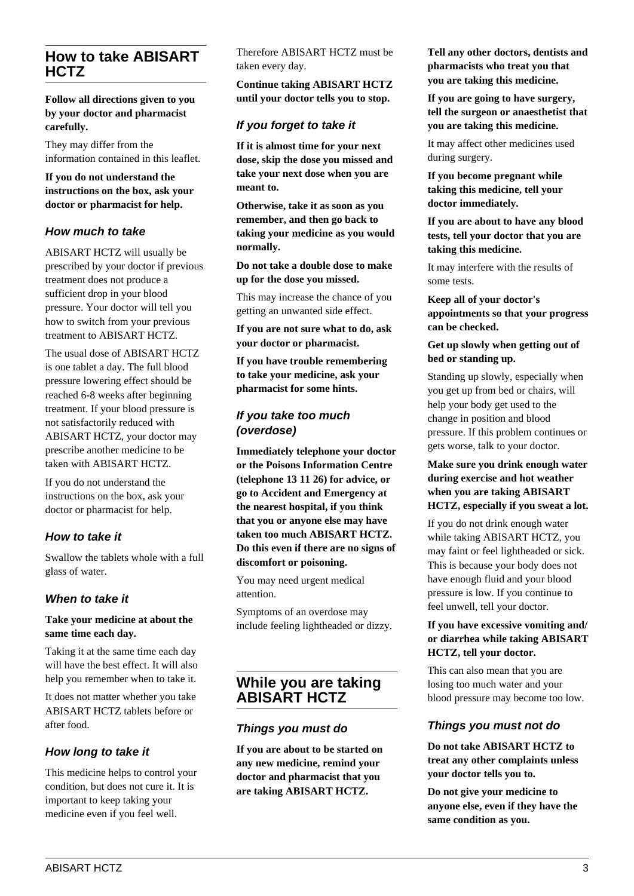## How to take ABISART HCTZ

**Follow all directions given to you by your doctor and pharmacist carefully.**

They may differ from the information contained in this leaflet.

**If you do not understand the instructions on the box, ask your doctor or pharmacist for help.**

### How much to take

ABISART HCTZ will usually be prescribed by your doctor if previous treatment does not produce a sufficient drop in your blood pressure. Your doctor will tell you how to switch from your previous treatment to ABISART HCTZ.

The usual dose of ABISART HCTZ is one tablet a day. The full blood pressure lowering effect should be reached 6-8 weeks after beginning treatment. If your blood pressure is not satisfactorily reduced with ABISART HCTZ, your doctor may prescribe another medicine to be taken with ABISART HCTZ.

If you do not understand the instructions on the box, ask your doctor or pharmacist for help.

### How to take it

Swallow the tablets whole with a full glass of water.

### When to take it

**Take your medicine at about the same time each day.**

Taking it at the same time each day will have the best effect. It will also help you remember when to take it.

It does not matter whether you take ABISART HCTZ tablets before or after food.

### How long to take it

This medicine helps to control your condition, but does not cure it. It is important to keep taking your medicine even if you feel well.

Therefore ABISART HCTZ must be taken every day.

**Continue taking ABISART HCTZ until your doctor tells you to stop.**

### If you forget to take it

**If it is almost time for your next dose, skip the dose you missed and take your next dose when you are meant to.**

**Otherwise, take it as soon as you remember, and then go back to taking your medicine as you would normally.**

**Do not take a double dose to make up for the dose you missed.**

This may increase the chance of you getting an unwanted side effect.

**If you are not sure what to do, ask your doctor or pharmacist.**

**If you have trouble remembering to take your medicine, ask your pharmacist for some hints.**

### If you take too much (overdose)

**Immediately telephone your doctor or the Poisons Information Centre (telephone 13 11 26) for advice, or go to Accident and Emergency at the nearest hospital, if you think that you or anyone else may have taken too much ABISART HCTZ. Do this even if there are no signs of discomfort or poisoning.**

You may need urgent medical attention.

Symptoms of an overdose may include feeling lightheaded or dizzy.

## While you are taking ABISART HCTZ

### Things you must do

**If you are about to be started on any new medicine, remind your doctor and pharmacist that you are taking ABISART HCTZ.**

**Tell any other doctors, dentists and pharmacists who treat you that you are taking this medicine.**

**If you are going to have surgery, tell the surgeon or anaesthetist that you are taking this medicine.**

It may affect other medicines used during surgery.

**If you become pregnant while taking this medicine, tell your doctor immediately.**

**If you are about to have any blood tests, tell your doctor that you are taking this medicine.**

It may interfere with the results of some tests.

**Keep all of your doctor's appointments so that your progress can be checked.**

**Get up slowly when getting out of bed or standing up.**

Standing up slowly, especially when you get up from bed or chairs, will help your body get used to the change in position and blood pressure. If this problem continues or gets worse, talk to your doctor.

**Make sure you drink enough water during exercise and hot weather when you are taking ABISART HCTZ, especially if you sweat a lot.**

If you do not drink enough water while taking ABISART HCTZ, you may faint or feel lightheaded or sick. This is because your body does not have enough fluid and your blood pressure is low. If you continue to feel unwell, tell your doctor.

**If you have excessive vomiting and/ or diarrhea while taking ABISART HCTZ, tell your doctor.**

This can also mean that you are losing too much water and your blood pressure may become too low.

### Things you must not do

**Do not take ABISART HCTZ to treat any other complaints unless your doctor tells you to.**

**Do not give your medicine to anyone else, even if they have the same condition as you.**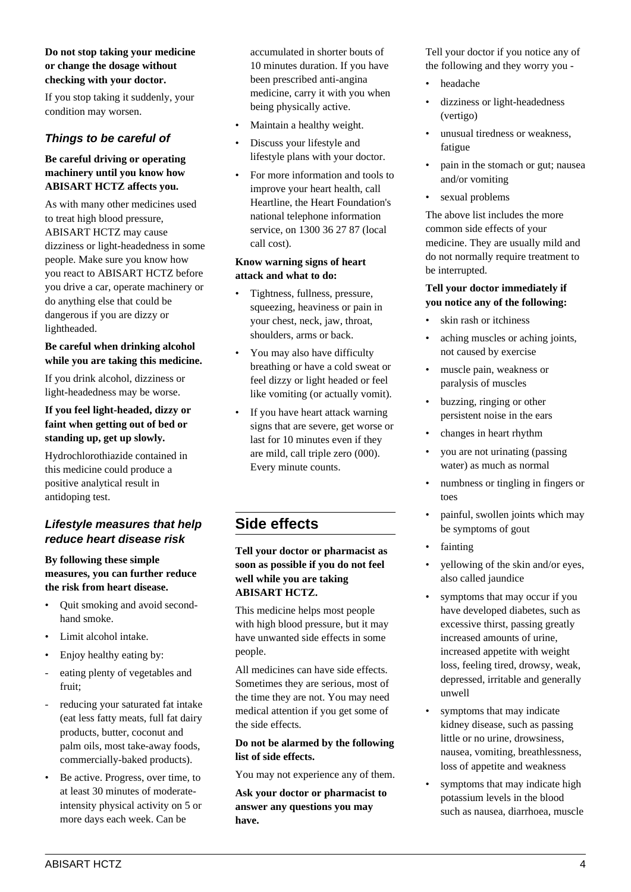**Do not stop taking your medicine or change the dosage without checking with your doctor.**

If you stop taking it suddenly, your condition may worsen.

### *Things to be careful of*

**Be careful driving or operating machinery until you know how ABISART HCTZ affects you.**

As with many other medicines used to treat high blood pressure, ABISART HCTZ may cause dizziness or light-headedness in some people. Make sure you know how you react to ABISART HCTZ before you drive a car, operate machinery or do anything else that could be dangerous if you are dizzy or lightheaded.

**Be careful when drinking alcohol while you are taking this medicine.**

If you drink alcohol, dizziness or light-headedness may be worse.

**If you feel light-headed, dizzy or faint when getting out of bed or standing up, get up slowly.**

Hydrochlorothiazide contained in this medicine could produce a positive analytical result in antidoping test.

### *Lifestyle measures that help reduce heart disease risk*

**By following these simple measures, you can further reduce the risk from heart disease.**

- Quit smoking and avoid second-hand smoke.
- Limit alcohol intake.
- Enjoy healthy eating by:
  - eating plenty of vegetables and fruit;
  - reducing your saturated fat intake (eat less fatty meats, full fat dairy products, butter, coconut and palm oils, most take-away foods, commercially-baked products).
- Be active. Progress, over time, to at least 30 minutes of moderate-intensity physical activity on 5 or more days each week. Can be accumulated in shorter bouts of 10 minutes duration. If you have been prescribed anti-angina medicine, carry it with you when being physically active.
- Maintain a healthy weight.
- Discuss your lifestyle and lifestyle plans with your doctor.
- For more information and tools to improve your heart health, call Heartline, the Heart Foundation's national telephone information service, on 1300 36 27 87 (local call cost).

**Know warning signs of heart attack and what to do:**

- Tightness, fullness, pressure, squeezing, heaviness or pain in your chest, neck, jaw, throat, shoulders, arms or back.
- You may also have difficulty breathing or have a cold sweat or feel dizzy or light headed or feel like vomiting (or actually vomit).
- If you have heart attack warning signs that are severe, get worse or last for 10 minutes even if they are mild, call triple zero (000). Every minute counts.

## Side effects

**Tell your doctor or pharmacist as soon as possible if you do not feel well while you are taking ABISART HCTZ.**

This medicine helps most people with high blood pressure, but it may have unwanted side effects in some people.

All medicines can have side effects. Sometimes they are serious, most of the time they are not. You may need medical attention if you get some of the side effects.

**Do not be alarmed by the following list of side effects.**

You may not experience any of them.

**Ask your doctor or pharmacist to answer any questions you may have.**

Tell your doctor if you notice any of the following and they worry you -

- headache
- dizziness or light-headedness (vertigo)
- unusual tiredness or weakness, fatigue
- pain in the stomach or gut; nausea and/or vomiting
- sexual problems

The above list includes the more common side effects of your medicine. They are usually mild and do not normally require treatment to be interrupted.

**Tell your doctor immediately if you notice any of the following:**

- skin rash or itchiness
- aching muscles or aching joints, not caused by exercise
- muscle pain, weakness or paralysis of muscles
- buzzing, ringing or other persistent noise in the ears
- changes in heart rhythm
- you are not urinating (passing water) as much as normal
- numbness or tingling in fingers or toes
- painful, swollen joints which may be symptoms of gout
- fainting
- yellowing of the skin and/or eyes, also called jaundice
- symptoms that may occur if you have developed diabetes, such as excessive thirst, passing greatly increased amounts of urine, increased appetite with weight loss, feeling tired, drowsy, weak, depressed, irritable and generally unwell
- symptoms that may indicate kidney disease, such as passing little or no urine, drowsiness, nausea, vomiting, breathlessness, loss of appetite and weakness
- symptoms that may indicate high potassium levels in the blood such as nausea, diarrhoea, muscle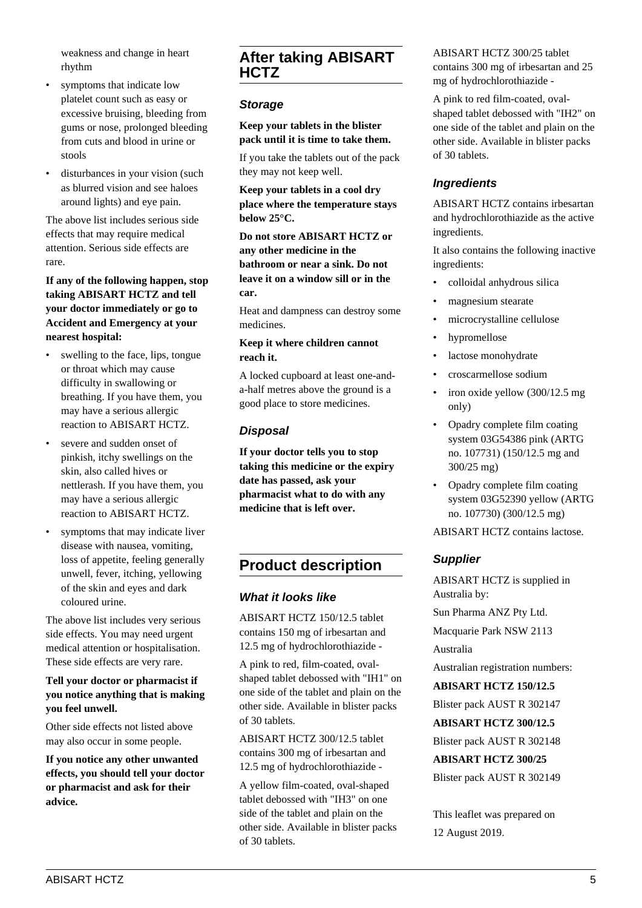weakness and change in heart rhythm

- symptoms that indicate low platelet count such as easy or excessive bruising, bleeding from gums or nose, prolonged bleeding from cuts and blood in urine or stools
- disturbances in your vision (such as blurred vision and see haloes around lights) and eye pain.

The above list includes serious side effects that may require medical attention. Serious side effects are rare.

**If any of the following happen, stop taking ABISART HCTZ and tell your doctor immediately or go to Accident and Emergency at your nearest hospital:**

- swelling to the face, lips, tongue or throat which may cause difficulty in swallowing or breathing. If you have them, you may have a serious allergic reaction to ABISART HCTZ.
- severe and sudden onset of pinkish, itchy swellings on the skin, also called hives or nettlerash. If you have them, you may have a serious allergic reaction to ABISART HCTZ.
- symptoms that may indicate liver disease with nausea, vomiting, loss of appetite, feeling generally unwell, fever, itching, yellowing of the skin and eyes and dark coloured urine.

The above list includes very serious side effects. You may need urgent medical attention or hospitalisation. These side effects are very rare.

**Tell your doctor or pharmacist if you notice anything that is making you feel unwell.**

Other side effects not listed above may also occur in some people.

**If you notice any other unwanted effects, you should tell your doctor or pharmacist and ask for their advice.**

## After taking ABISART HCTZ

### *Storage*

**Keep your tablets in the blister pack until it is time to take them.**

If you take the tablets out of the pack they may not keep well.

**Keep your tablets in a cool dry place where the temperature stays below 25°C.**

**Do not store ABISART HCTZ or any other medicine in the bathroom or near a sink. Do not leave it on a window sill or in the car.**

Heat and dampness can destroy some medicines.

**Keep it where children cannot reach it.**

A locked cupboard at least one-and-a-half metres above the ground is a good place to store medicines.

### *Disposal*

**If your doctor tells you to stop taking this medicine or the expiry date has passed, ask your pharmacist what to do with any medicine that is left over.**

## Product description

### *What it looks like*

ABISART HCTZ 150/12.5 tablet contains 150 mg of irbesartan and 12.5 mg of hydrochlorothiazide -

A pink to red, film-coated, oval-shaped tablet debossed with "IH1" on one side of the tablet and plain on the other side. Available in blister packs of 30 tablets.

ABISART HCTZ 300/12.5 tablet contains 300 mg of irbesartan and 12.5 mg of hydrochlorothiazide -

A yellow film-coated, oval-shaped tablet debossed with "IH3" on one side of the tablet and plain on the other side. Available in blister packs of 30 tablets.

ABISART HCTZ 300/25 tablet contains 300 mg of irbesartan and 25 mg of hydrochlorothiazide -

A pink to red film-coated, oval-shaped tablet debossed with "IH2" on one side of the tablet and plain on the other side. Available in blister packs of 30 tablets.

### *Ingredients*

ABISART HCTZ contains irbesartan and hydrochlorothiazide as the active ingredients.

It also contains the following inactive ingredients:

- colloidal anhydrous silica
- magnesium stearate
- microcrystalline cellulose
- hypromellose
- lactose monohydrate
- croscarmellose sodium
- iron oxide yellow (300/12.5 mg only)
- Opadry complete film coating system 03G54386 pink (ARTG no. 107731) (150/12.5 mg and 300/25 mg)
- Opadry complete film coating system 03G52390 yellow (ARTG no. 107730) (300/12.5 mg)

ABISART HCTZ contains lactose.

### *Supplier*

ABISART HCTZ is supplied in Australia by:

Sun Pharma ANZ Pty Ltd.

Macquarie Park NSW 2113

Australia

Australian registration numbers:

**ABISART HCTZ 150/12.5**

Blister pack AUST R 302147

**ABISART HCTZ 300/12.5**

Blister pack AUST R 302148

**ABISART HCTZ 300/25**

Blister pack AUST R 302149

This leaflet was prepared on

12 August 2019.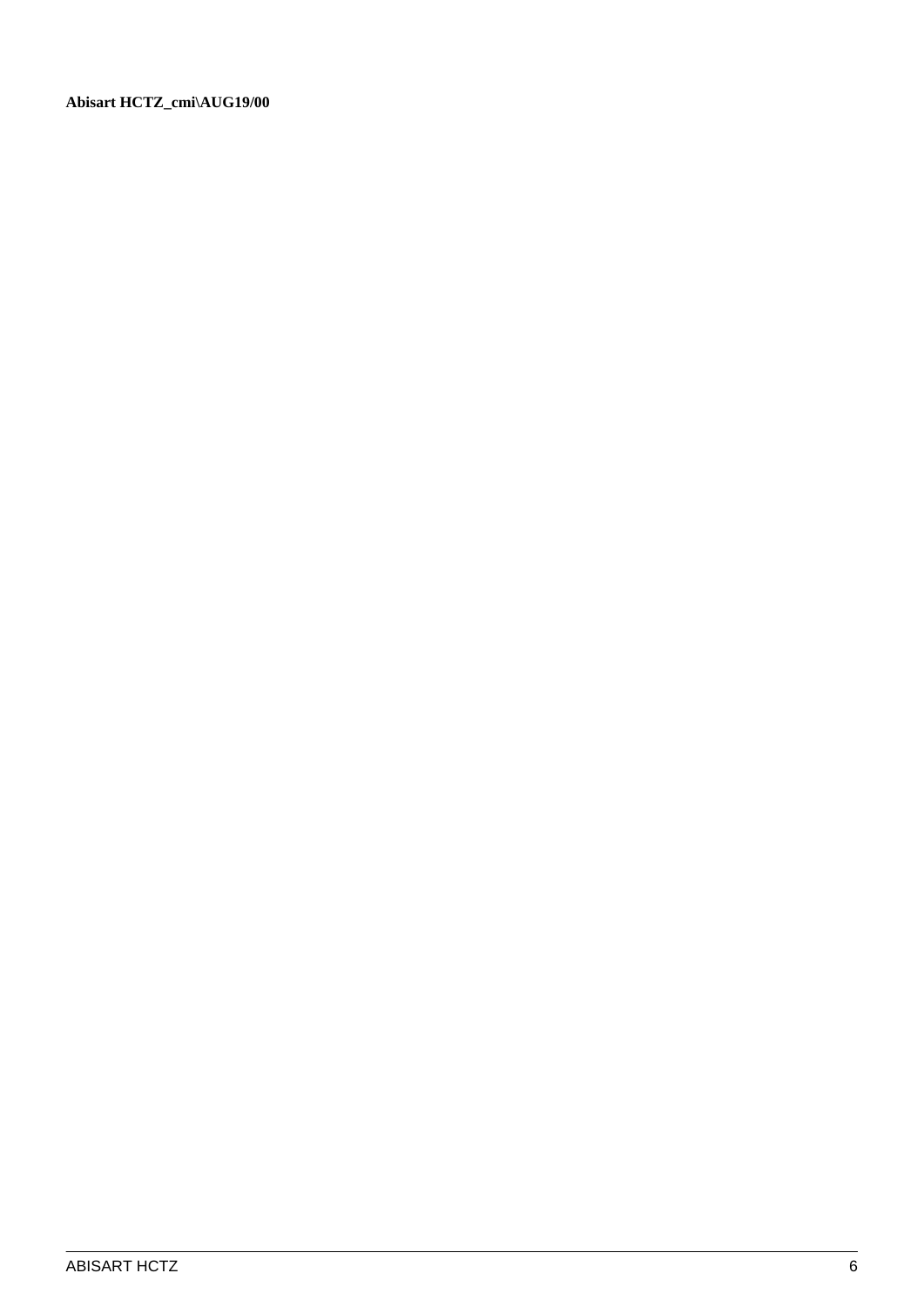**Abisart HCTZ_cmi\AUG19/00**